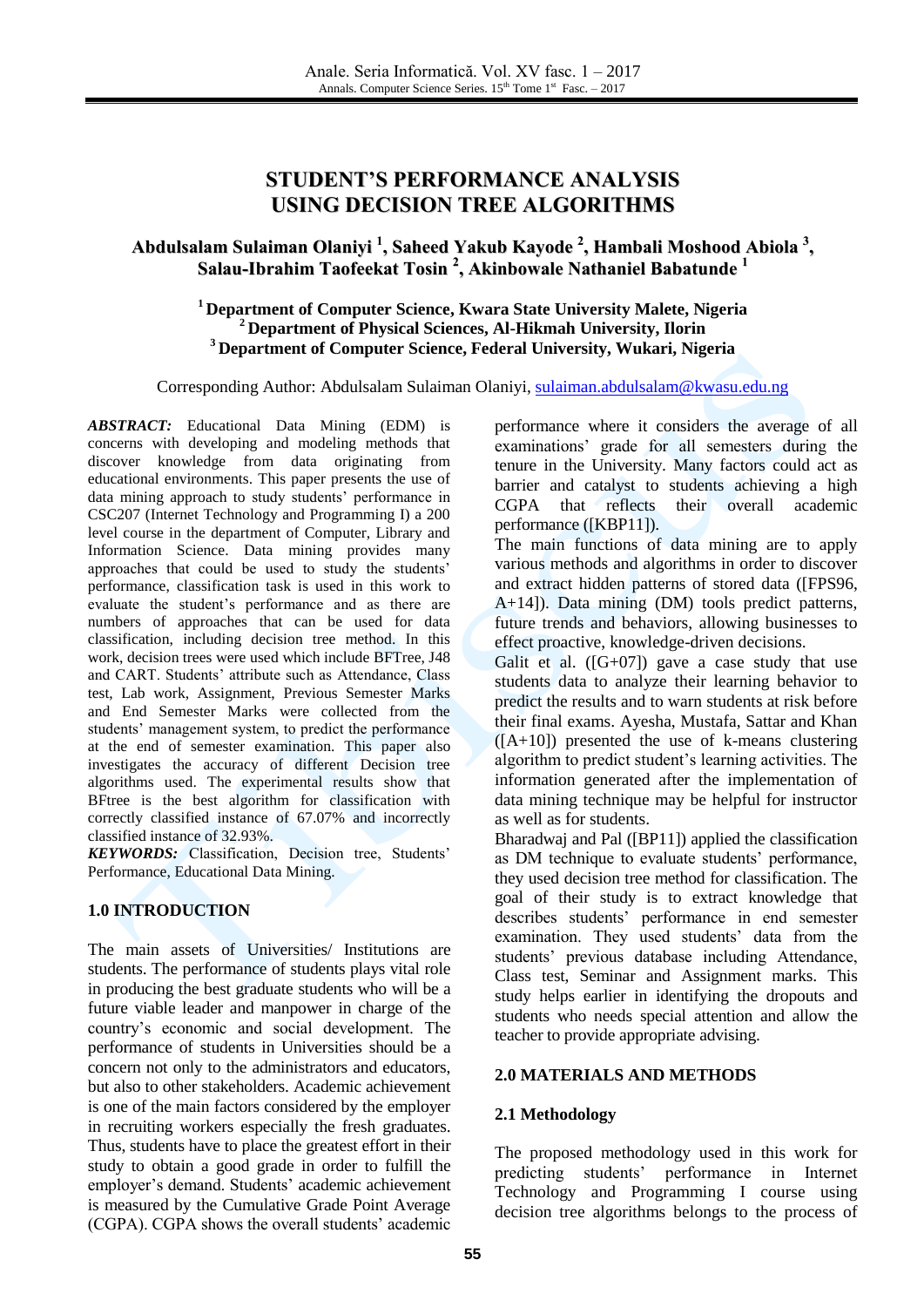# STUDENT'S PERFORMANCE ANALYSIS USING DECISION TREE ALGORITHMS

**Abdulsalam Sulaiman Olaniyi [1], Saheed Yakub Kayode [2], Hambali Moshood Abiola [3], Salau-Ibrahim Taofeekat Tosin [2], Akinbowale Nathaniel Babatunde [1]**

[1] Department of Computer Science, Kwara State University Malete, Nigeria
[2] Department of Physical Sciences, Al-Hikmah University, Ilorin
[3] Department of Computer Science, Federal University, Wukari, Nigeria

Corresponding Author: Abdulsalam Sulaiman Olaniyi, sulaiman.abdulsalam@kwasu.edu.ng

***ABSTRACT:*** Educational Data Mining (EDM) is concerns with developing and modeling methods that discover knowledge from data originating from educational environments. This paper presents the use of data mining approach to study students' performance in CSC207 (Internet Technology and Programming I) a 200 level course in the department of Computer, Library and Information Science. Data mining provides many approaches that could be used to study the students' performance, classification task is used in this work to evaluate the student's performance and as there are numbers of approaches that can be used for data classification, including decision tree method. In this work, decision trees were used which include BFTree, J48 and CART. Students' attribute such as Attendance, Class test, Lab work, Assignment, Previous Semester Marks and End Semester Marks were collected from the students' management system, to predict the performance at the end of semester examination. This paper also investigates the accuracy of different Decision tree algorithms used. The experimental results show that BFtree is the best algorithm for classification with correctly classified instance of 67.07% and incorrectly classified instance of 32.93%.

***KEYWORDS:*** Classification, Decision tree, Students' Performance, Educational Data Mining.

## 1.0 INTRODUCTION

The main assets of Universities/ Institutions are students. The performance of students plays vital role in producing the best graduate students who will be a future viable leader and manpower in charge of the country's economic and social development. The performance of students in Universities should be a concern not only to the administrators and educators, but also to other stakeholders. Academic achievement is one of the main factors considered by the employer in recruiting workers especially the fresh graduates. Thus, students have to place the greatest effort in their study to obtain a good grade in order to fulfill the employer's demand. Students' academic achievement is measured by the Cumulative Grade Point Average (CGPA). CGPA shows the overall students' academic performance where it considers the average of all examinations' grade for all semesters during the tenure in the University. Many factors could act as barrier and catalyst to students achieving a high CGPA that reflects their overall academic performance ([KBP11]).

The main functions of data mining are to apply various methods and algorithms in order to discover and extract hidden patterns of stored data ([FPS96, A+14]). Data mining (DM) tools predict patterns, future trends and behaviors, allowing businesses to effect proactive, knowledge-driven decisions.

Galit et al. ([G+07]) gave a case study that use students data to analyze their learning behavior to predict the results and to warn students at risk before their final exams. Ayesha, Mustafa, Sattar and Khan ([A+10]) presented the use of k-means clustering algorithm to predict student's learning activities. The information generated after the implementation of data mining technique may be helpful for instructor as well as for students.

Bharadwaj and Pal ([BP11]) applied the classification as DM technique to evaluate students' performance, they used decision tree method for classification. The goal of their study is to extract knowledge that describes students' performance in end semester examination. They used students' data from the students' previous database including Attendance, Class test, Seminar and Assignment marks. This study helps earlier in identifying the dropouts and students who needs special attention and allow the teacher to provide appropriate advising.

## 2.0 MATERIALS AND METHODS

### 2.1 Methodology

The proposed methodology used in this work for predicting students' performance in Internet Technology and Programming I course using decision tree algorithms belongs to the process of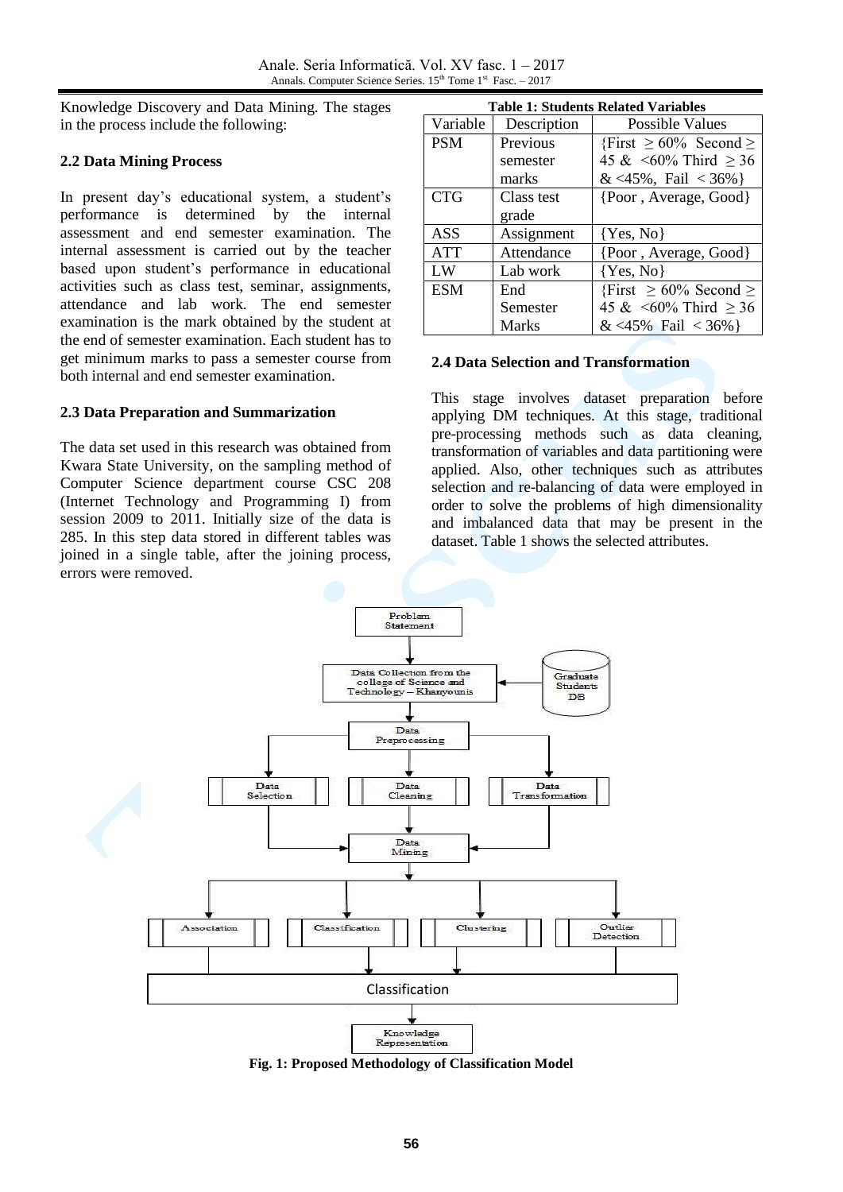Knowledge Discovery and Data Mining. The stages in the process include the following:

### 2.2 Data Mining Process

In present day's educational system, a student's performance is determined by the internal assessment and end semester examination. The internal assessment is carried out by the teacher based upon student's performance in educational activities such as class test, seminar, assignments, attendance and lab work. The end semester examination is the mark obtained by the student at the end of semester examination. Each student has to get minimum marks to pass a semester course from both internal and end semester examination.

### 2.3 Data Preparation and Summarization

The data set used in this research was obtained from Kwara State University, on the sampling method of Computer Science department course CSC 208 (Internet Technology and Programming I) from session 2009 to 2011. Initially size of the data is 285. In this step data stored in different tables was joined in a single table, after the joining process, errors were removed.

**Table 1: Students Related Variables**

| Variable | Description | Possible Values |
|---|---|---|
| PSM | Previous semester marks | {First $\geq$ 60% Second $\geq$ 45 & <60% Third $\geq$ 36 & <45%, Fail < 36%} |
| CTG | Class test grade | {Poor , Average, Good} |
| ASS | Assignment | {Yes, No} |
| ATT | Attendance | {Poor , Average, Good} |
| LW | Lab work | {Yes, No} |
| ESM | End Semester Marks | {First $\geq$ 60% Second $\geq$ 45 & <60% Third $\geq$ 36 & <45% Fail < 36%} |

### 2.4 Data Selection and Transformation

This stage involves dataset preparation before applying DM techniques. At this stage, traditional pre-processing methods such as data cleaning, transformation of variables and data partitioning were applied. Also, other techniques such as attributes selection and re-balancing of data were employed in order to solve the problems of high dimensionality and imbalanced data that may be present in the dataset. Table 1 shows the selected attributes.

Problem Statement → Data Collection from the college of Science and Technology – Khanyounis (← Graduate Students DB) → Data Preprocessing → Data Selection / Data Cleaning / Data Transformation → Data Mining → Association / Classification / Clustering / Outlier Detection → Classification → Knowledge Representation

**Fig. 1: Proposed Methodology of Classification Model**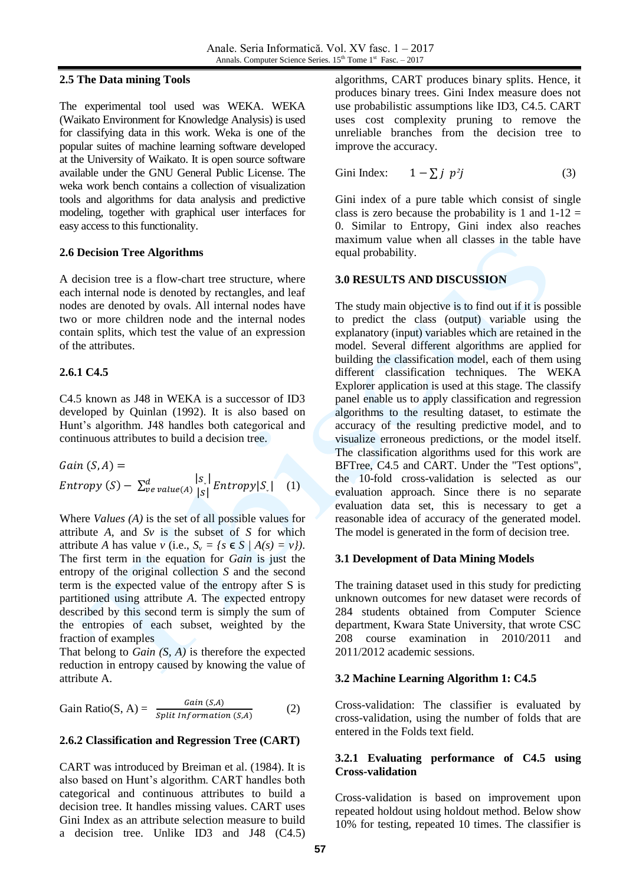## 2.5 The Data mining Tools

The experimental tool used was WEKA. WEKA (Waikato Environment for Knowledge Analysis) is used for classifying data in this work. Weka is one of the popular suites of machine learning software developed at the University of Waikato. It is open source software available under the GNU General Public License. The weka work bench contains a collection of visualization tools and algorithms for data analysis and predictive modeling, together with graphical user interfaces for easy access to this functionality.

## 2.6 Decision Tree Algorithms

A decision tree is a flow-chart tree structure, where each internal node is denoted by rectangles, and leaf nodes are denoted by ovals. All internal nodes have two or more children node and the internal nodes contain splits, which test the value of an expression of the attributes.

### 2.6.1 C4.5

C4.5 known as J48 in WEKA is a successor of ID3 developed by Quinlan (1992). It is also based on Hunt's algorithm. J48 handles both categorical and continuous attributes to build a decision tree.

$$Gain\ (S, A) = Entropy\ (S) - \sum_{ve\ value(A)}^{d} \frac{|s_v|}{|s|} Entropy|S_v| \quad (1)$$

Where *Values (A)* is the set of all possible values for attribute *A*, and *Sv* is the subset of *S* for which attribute *A* has value *v* (i.e., $S_v = \{s \in S \mid A(s) = v\}$). The first term in the equation for *Gain* is just the entropy of the original collection *S* and the second term is the expected value of the entropy after S is partitioned using attribute *A*. The expected entropy described by this second term is simply the sum of the entropies of each subset, weighted by the fraction of examples

That belong to *Gain (S, A)* is therefore the expected reduction in entropy caused by knowing the value of attribute A.

$$\text{Gain Ratio(S, A)} = \frac{Gain\ (S,A)}{Split\ Information\ (S,A)} \quad (2)$$

### 2.6.2 Classification and Regression Tree (CART)

CART was introduced by Breiman et al. (1984). It is also based on Hunt's algorithm. CART handles both categorical and continuous attributes to build a decision tree. It handles missing values. CART uses Gini Index as an attribute selection measure to build a decision tree. Unlike ID3 and J48 (C4.5) algorithms, CART produces binary splits. Hence, it produces binary trees. Gini Index measure does not use probabilistic assumptions like ID3, C4.5. CART uses cost complexity pruning to remove the unreliable branches from the decision tree to improve the accuracy.

$$\text{Gini Index:} \quad 1 - \sum j\ p^2 j \quad (3)$$

Gini index of a pure table which consist of single class is zero because the probability is 1 and 1-12 = 0. Similar to Entropy, Gini index also reaches maximum value when all classes in the table have equal probability.

## 3.0 RESULTS AND DISCUSSION

The study main objective is to find out if it is possible to predict the class (output) variable using the explanatory (input) variables which are retained in the model. Several different algorithms are applied for building the classification model, each of them using different classification techniques. The WEKA Explorer application is used at this stage. The classify panel enable us to apply classification and regression algorithms to the resulting dataset, to estimate the accuracy of the resulting predictive model, and to visualize erroneous predictions, or the model itself. The classification algorithms used for this work are BFTree, C4.5 and CART. Under the "Test options", the 10-fold cross-validation is selected as our evaluation approach. Since there is no separate evaluation data set, this is necessary to get a reasonable idea of accuracy of the generated model. The model is generated in the form of decision tree.

## 3.1 Development of Data Mining Models

The training dataset used in this study for predicting unknown outcomes for new dataset were records of 284 students obtained from Computer Science department, Kwara State University, that wrote CSC 208 course examination in 2010/2011 and 2011/2012 academic sessions.

## 3.2 Machine Learning Algorithm 1: C4.5

Cross-validation: The classifier is evaluated by cross-validation, using the number of folds that are entered in the Folds text field.

### 3.2.1 Evaluating performance of C4.5 using Cross-validation

Cross-validation is based on improvement upon repeated holdout using holdout method. Below show 10% for testing, repeated 10 times. The classifier is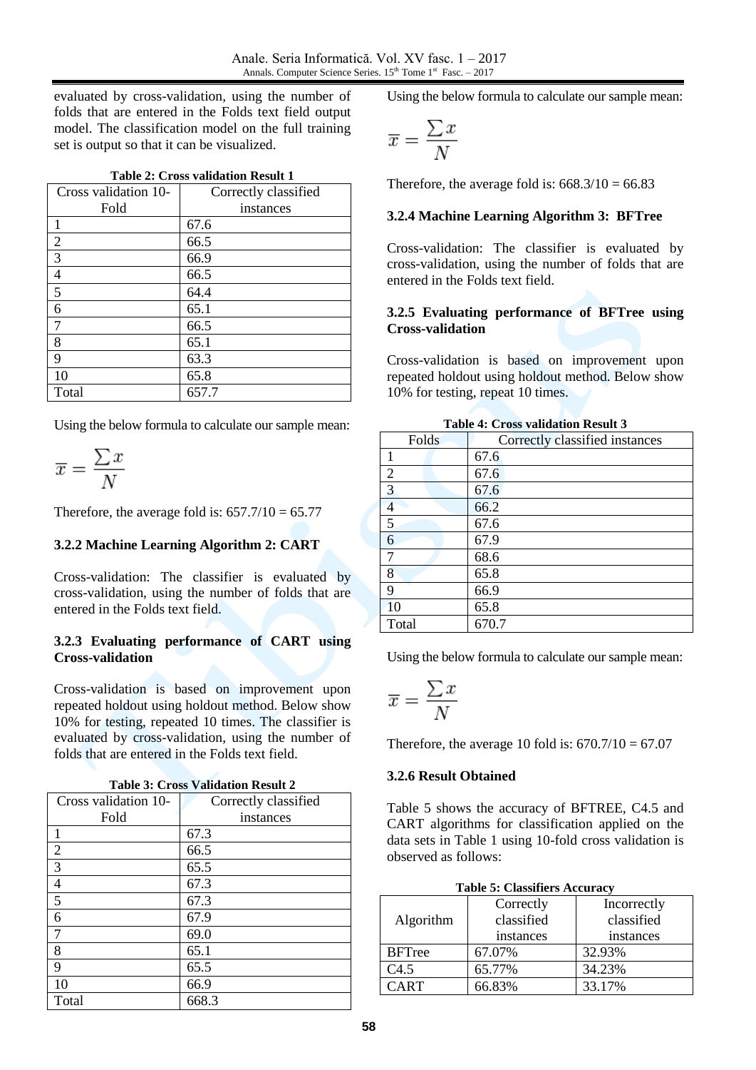evaluated by cross-validation, using the number of folds that are entered in the Folds text field output model. The classification model on the full training set is output so that it can be visualized.

**Table 2: Cross validation Result 1**

| Cross validation 10-Fold | Correctly classified instances |
|---|---|
| 1 | 67.6 |
| 2 | 66.5 |
| 3 | 66.9 |
| 4 | 66.5 |
| 5 | 64.4 |
| 6 | 65.1 |
| 7 | 66.5 |
| 8 | 65.1 |
| 9 | 63.3 |
| 10 | 65.8 |
| Total | 657.7 |

Using the below formula to calculate our sample mean:

$$\overline{x} = \frac{\sum x}{N}$$

Therefore, the average fold is: 657.7/10 = 65.77

### 3.2.2 Machine Learning Algorithm 2: CART

Cross-validation: The classifier is evaluated by cross-validation, using the number of folds that are entered in the Folds text field.

### 3.2.3 Evaluating performance of CART using Cross-validation

Cross-validation is based on improvement upon repeated holdout using holdout method. Below show 10% for testing, repeated 10 times. The classifier is evaluated by cross-validation, using the number of folds that are entered in the Folds text field.

**Table 3: Cross Validation Result 2**

| Cross validation 10-Fold | Correctly classified instances |
|---|---|
| 1 | 67.3 |
| 2 | 66.5 |
| 3 | 65.5 |
| 4 | 67.3 |
| 5 | 67.3 |
| 6 | 67.9 |
| 7 | 69.0 |
| 8 | 65.1 |
| 9 | 65.5 |
| 10 | 66.9 |
| Total | 668.3 |

Using the below formula to calculate our sample mean:

$$\overline{x} = \frac{\sum x}{N}$$

Therefore, the average fold is: 668.3/10 = 66.83

### 3.2.4 Machine Learning Algorithm 3: BFTree

Cross-validation: The classifier is evaluated by cross-validation, using the number of folds that are entered in the Folds text field.

### 3.2.5 Evaluating performance of BFTree using Cross-validation

Cross-validation is based on improvement upon repeated holdout using holdout method. Below show 10% for testing, repeat 10 times.

**Table 4: Cross validation Result 3**

| Folds | Correctly classified instances |
|---|---|
| 1 | 67.6 |
| 2 | 67.6 |
| 3 | 67.6 |
| 4 | 66.2 |
| 5 | 67.6 |
| 6 | 67.9 |
| 7 | 68.6 |
| 8 | 65.8 |
| 9 | 66.9 |
| 10 | 65.8 |
| Total | 670.7 |

Using the below formula to calculate our sample mean:

$$\overline{x} = \frac{\sum x}{N}$$

Therefore, the average 10 fold is: 670.7/10 = 67.07

### 3.2.6 Result Obtained

Table 5 shows the accuracy of BFTREE, C4.5 and CART algorithms for classification applied on the data sets in Table 1 using 10-fold cross validation is observed as follows:

**Table 5: Classifiers Accuracy**

| Algorithm | Correctly classified instances | Incorrectly classified instances |
|---|---|---|
| BFTree | 67.07% | 32.93% |
| C4.5 | 65.77% | 34.23% |
| CART | 66.83% | 33.17% |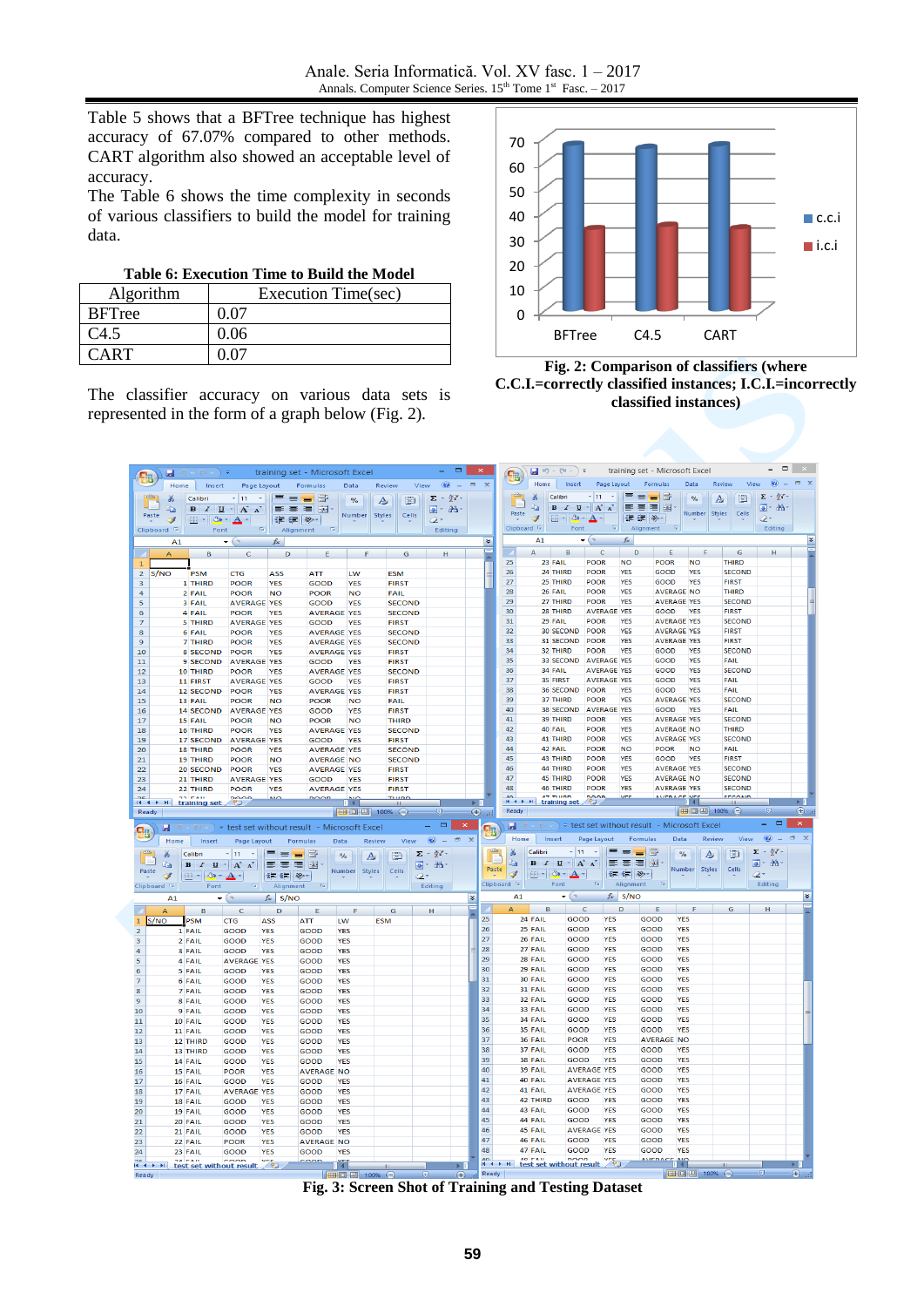Table 5 shows that a BFTree technique has highest accuracy of 67.07% compared to other methods. CART algorithm also showed an acceptable level of accuracy.

The Table 6 shows the time complexity in seconds of various classifiers to build the model for training data.

**Table 6: Execution Time to Build the Model**

| Algorithm | Execution Time(sec) |
|---|---|
| BFTree | 0.07 |
| C4.5 | 0.06 |
| CART | 0.07 |

The classifier accuracy on various data sets is represented in the form of a graph below (Fig. 2).

**Fig. 2: Comparison of classifiers (where C.C.I.=correctly classified instances; I.C.I.=incorrectly classified instances)**

**Fig. 3: Screen Shot of Training and Testing Dataset**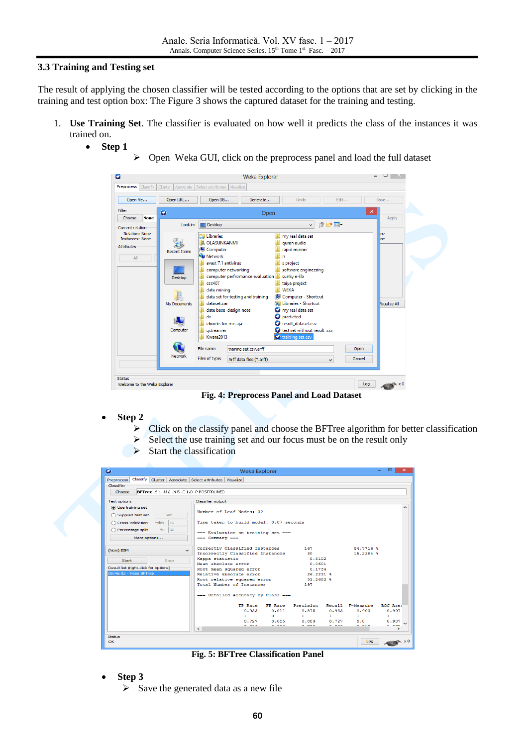### 3.3 Training and Testing set

The result of applying the chosen classifier will be tested according to the options that are set by clicking in the training and test option box: The Figure 3 shows the captured dataset for the training and testing.

1. **Use Training Set**. The classifier is evaluated on how well it predicts the class of the instances it was trained on.
   - **Step 1**
     - ➢ Open Weka GUI, click on the preprocess panel and load the full dataset

**Fig. 4: Preprocess Panel and Load Dataset**

   - **Step 2**
     - ➢ Click on the classify panel and choose the BFTree algorithm for better classification
     - ➢ Select the use training set and our focus must be on the result only
     - ➢ Start the classification

**Fig. 5: BFTree Classification Panel**

   - **Step 3**
     - ➢ Save the generated data as a new file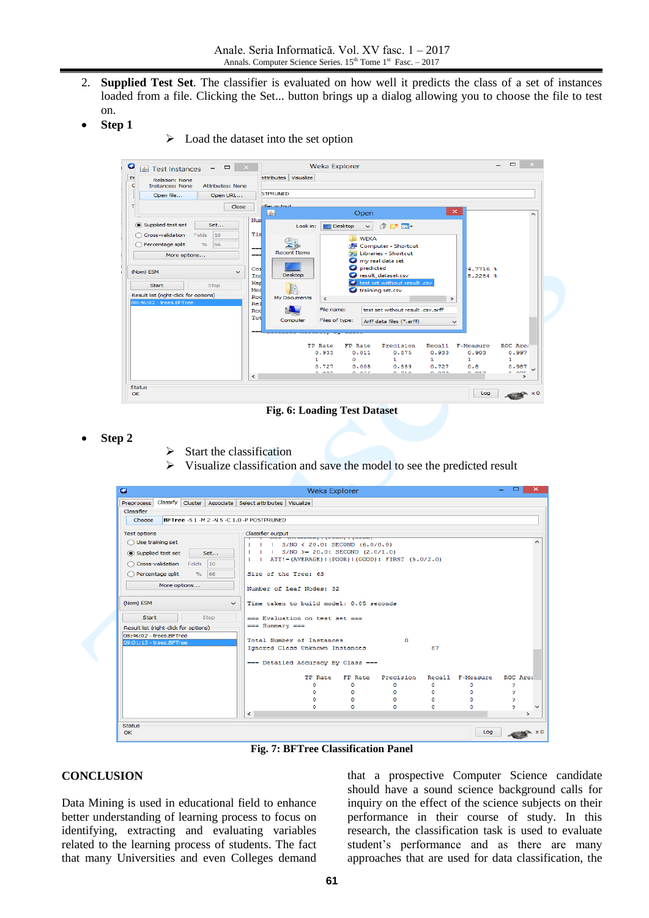2. **Supplied Test Set**. The classifier is evaluated on how well it predicts the class of a set of instances loaded from a file. Clicking the Set... button brings up a dialog allowing you to choose the file to test on.

- **Step 1**
  - ➢ Load the dataset into the set option

**Fig. 6: Loading Test Dataset**

- **Step 2**
  - ➢ Start the classification
  - ➢ Visualize classification and save the model to see the predicted result

**Fig. 7: BFTree Classification Panel**

## CONCLUSION

Data Mining is used in educational field to enhance better understanding of learning process to focus on identifying, extracting and evaluating variables related to the learning process of students. The fact that many Universities and even Colleges demand that a prospective Computer Science candidate should have a sound science background calls for inquiry on the effect of the science subjects on their performance in their course of study. In this research, the classification task is used to evaluate student's performance and as there are many approaches that are used for data classification, the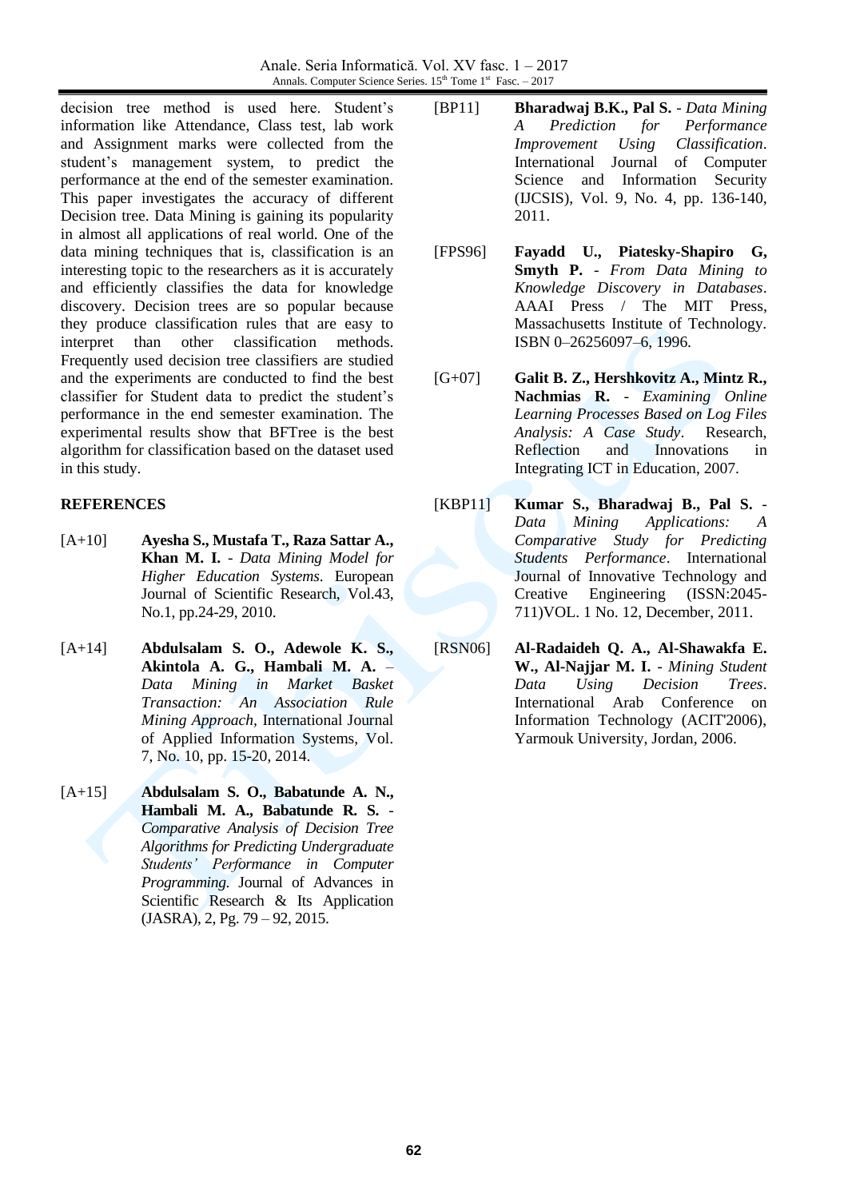decision tree method is used here. Student's information like Attendance, Class test, lab work and Assignment marks were collected from the student's management system, to predict the performance at the end of the semester examination. This paper investigates the accuracy of different Decision tree. Data Mining is gaining its popularity in almost all applications of real world. One of the data mining techniques that is, classification is an interesting topic to the researchers as it is accurately and efficiently classifies the data for knowledge discovery. Decision trees are so popular because they produce classification rules that are easy to interpret than other classification methods. Frequently used decision tree classifiers are studied and the experiments are conducted to find the best classifier for Student data to predict the student's performance in the end semester examination. The experimental results show that BFTree is the best algorithm for classification based on the dataset used in this study.

## REFERENCES

[A+10] **Ayesha S., Mustafa T., Raza Sattar A., Khan M. I.** - *Data Mining Model for Higher Education Systems*. European Journal of Scientific Research, Vol.43, No.1, pp.24-29, 2010.

[A+14] **Abdulsalam S. O., Adewole K. S., Akintola A. G., Hambali M. A.** – *Data Mining in Market Basket Transaction: An Association Rule Mining Approach*, International Journal of Applied Information Systems, Vol. 7, No. 10, pp. 15-20, 2014.

[A+15] **Abdulsalam S. O., Babatunde A. N., Hambali M. A., Babatunde R. S.** - *Comparative Analysis of Decision Tree Algorithms for Predicting Undergraduate Students' Performance in Computer Programming*. Journal of Advances in Scientific Research & Its Application (JASRA), 2, Pg. 79 – 92, 2015.

[BP11] **Bharadwaj B.K., Pal S.** - *Data Mining A Prediction for Performance Improvement Using Classification*. International Journal of Computer Science and Information Security (IJCSIS), Vol. 9, No. 4, pp. 136-140, 2011.

[FPS96] **Fayadd U., Piatesky-Shapiro G, Smyth P.** - *From Data Mining to Knowledge Discovery in Databases*. AAAI Press / The MIT Press, Massachusetts Institute of Technology. ISBN 0–26256097–6, 1996.

[G+07] **Galit B. Z., Hershkovitz A., Mintz R., Nachmias R.** - *Examining Online Learning Processes Based on Log Files Analysis: A Case Study*. Research, Reflection and Innovations in Integrating ICT in Education, 2007.

[KBP11] **Kumar S., Bharadwaj B., Pal S.** - *Data Mining Applications: A Comparative Study for Predicting Students Performance*. International Journal of Innovative Technology and Creative Engineering (ISSN:2045-711)VOL. 1 No. 12, December, 2011.

[RSN06] **Al-Radaideh Q. A., Al-Shawakfa E. W., Al-Najjar M. I.** - *Mining Student Data Using Decision Trees*. International Arab Conference on Information Technology (ACIT'2006), Yarmouk University, Jordan, 2006.